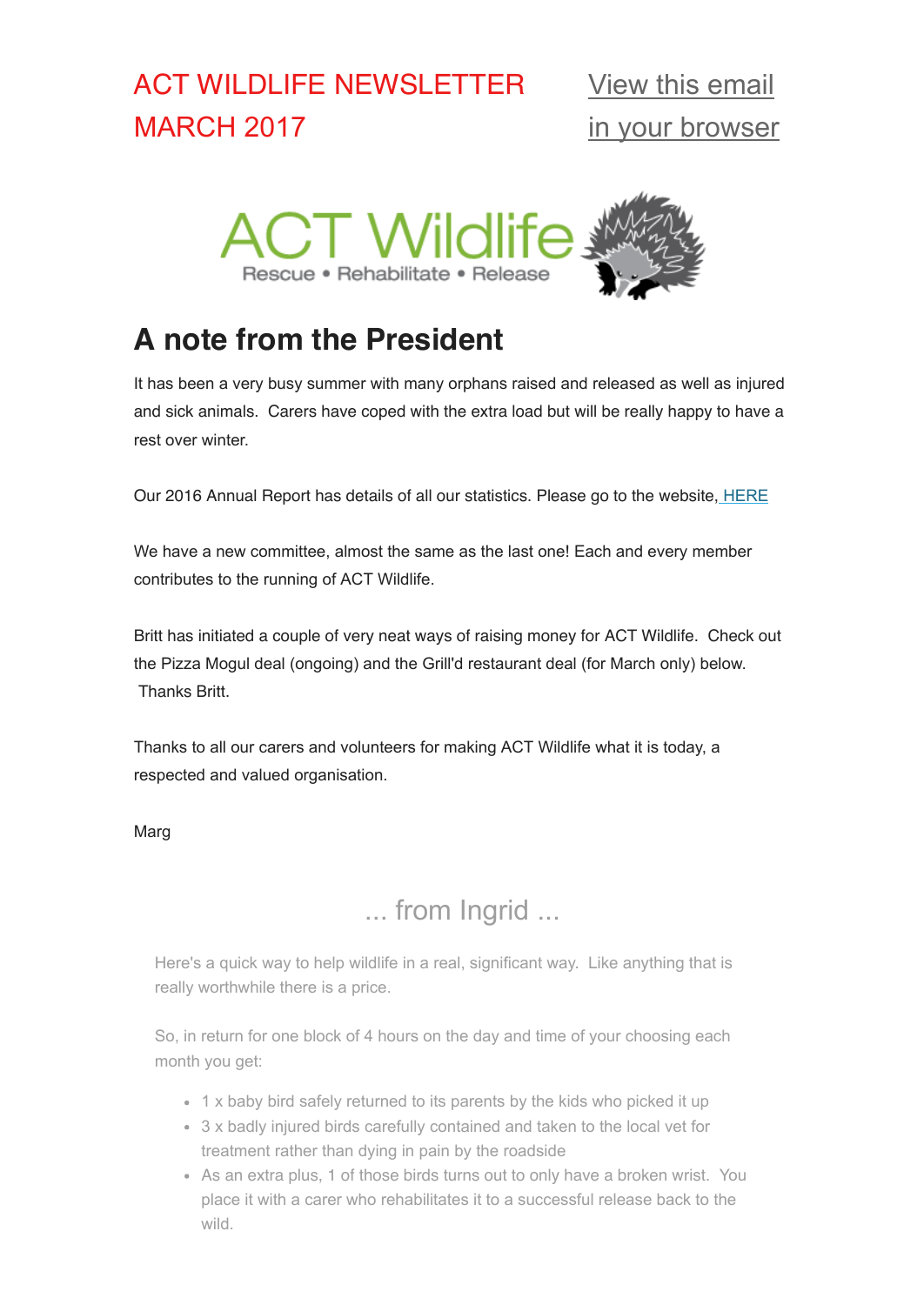ACT WILDLIFE NEWSLETTER MARCH 2017

View this email in your browser

ACT Wildlife
Rescue • Rehabilitate • Release

# A note from the President

It has been a very busy summer with many orphans raised and released as well as injured and sick animals. Carers have coped with the extra load but will be really happy to have a rest over winter.

Our 2016 Annual Report has details of all our statistics. Please go to the website, HERE

We have a new committee, almost the same as the last one! Each and every member contributes to the running of ACT Wildlife.

Britt has initiated a couple of very neat ways of raising money for ACT Wildlife. Check out the Pizza Mogul deal (ongoing) and the Grill'd restaurant deal (for March only) below. Thanks Britt.

Thanks to all our carers and volunteers for making ACT Wildlife what it is today, a respected and valued organisation.

Marg

## ... from Ingrid ...

Here's a quick way to help wildlife in a real, significant way. Like anything that is really worthwhile there is a price.

So, in return for one block of 4 hours on the day and time of your choosing each month you get:

- 1 x baby bird safely returned to its parents by the kids who picked it up
- 3 x badly injured birds carefully contained and taken to the local vet for treatment rather than dying in pain by the roadside
- As an extra plus, 1 of those birds turns out to only have a broken wrist. You place it with a carer who rehabilitates it to a successful release back to the wild.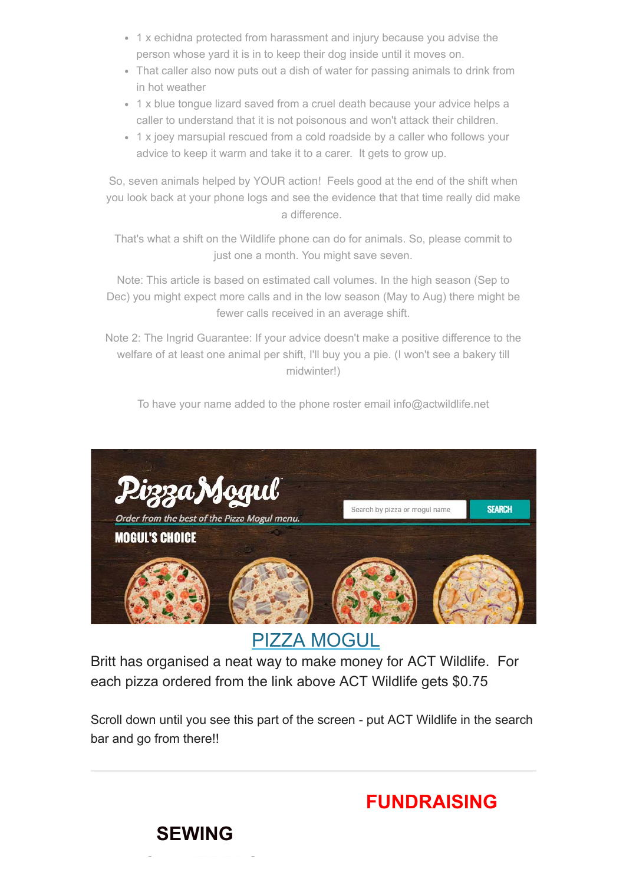- 1 x echidna protected from harassment and injury because you advise the person whose yard it is in to keep their dog inside until it moves on.
- That caller also now puts out a dish of water for passing animals to drink from in hot weather
- 1 x blue tongue lizard saved from a cruel death because your advice helps a caller to understand that it is not poisonous and won't attack their children.
- 1 x joey marsupial rescued from a cold roadside by a caller who follows your advice to keep it warm and take it to a carer. It gets to grow up.

So, seven animals helped by YOUR action! Feels good at the end of the shift when you look back at your phone logs and see the evidence that that time really did make a difference.

That's what a shift on the Wildlife phone can do for animals. So, please commit to just one a month. You might save seven.

Note: This article is based on estimated call volumes. In the high season (Sep to Dec) you might expect more calls and in the low season (May to Aug) there might be fewer calls received in an average shift.

Note 2: The Ingrid Guarantee: If your advice doesn't make a positive difference to the welfare of at least one animal per shift, I'll buy you a pie. (I won't see a bakery till midwinter!)

To have your name added to the phone roster email info@actwildlife.net

PizzaMogul

Order from the best of the Pizza Mogul menu.

MOGUL'S CHOICE

Search by pizza or mogul name SEARCH

## PIZZA MOGUL

Britt has organised a neat way to make money for ACT Wildlife. For each pizza ordered from the link above ACT Wildlife gets $0.75

Scroll down until you see this part of the screen - put ACT Wildlife in the search bar and go from there!!

---

## FUNDRAISING

## SEWING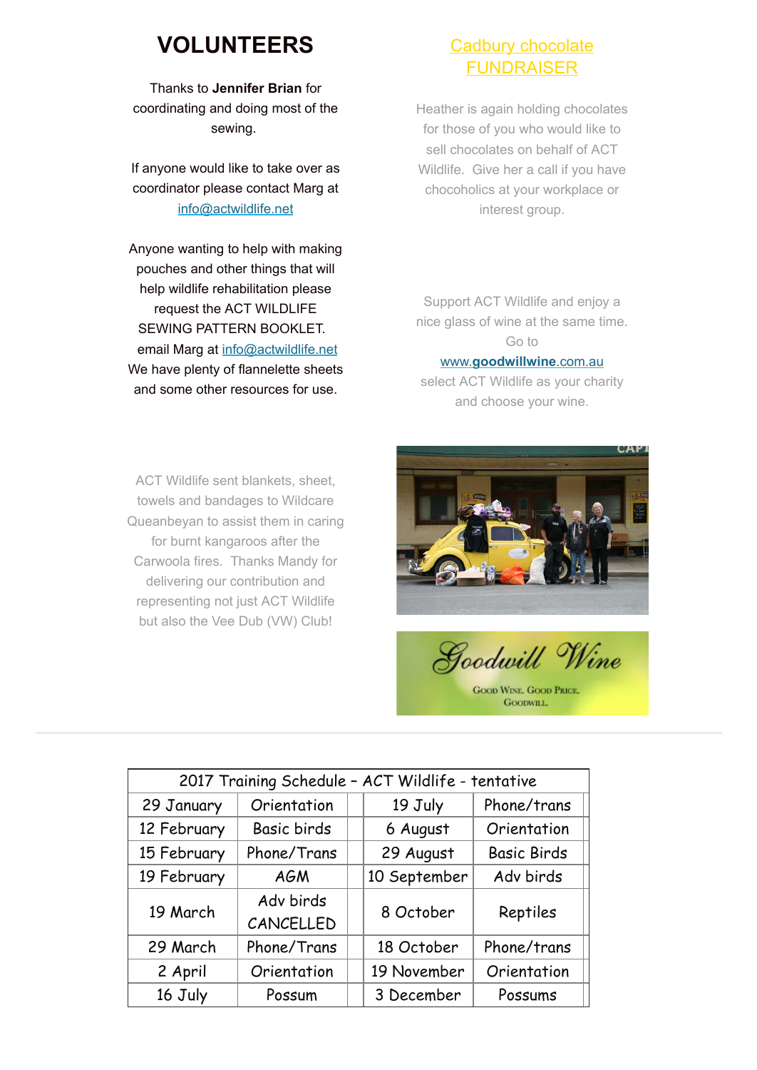# VOLUNTEERS

Thanks to **Jennifer Brian** for coordinating and doing most of the sewing.

If anyone would like to take over as coordinator please contact Marg at info@actwildlife.net

Anyone wanting to help with making pouches and other things that will help wildlife rehabilitation please request the ACT WILDLIFE SEWING PATTERN BOOKLET. email Marg at info@actwildlife.net We have plenty of flannelette sheets and some other resources for use.

ACT Wildlife sent blankets, sheet, towels and bandages to Wildcare Queanbeyan to assist them in caring for burnt kangaroos after the Carwoola fires. Thanks Mandy for delivering our contribution and representing not just ACT Wildlife but also the Vee Dub (VW) Club!

## Cadbury chocolate FUNDRAISER

Heather is again holding chocolates for those of you who would like to sell chocolates on behalf of ACT Wildlife. Give her a call if you have chocoholics at your workplace or interest group.

Support ACT Wildlife and enjoy a nice glass of wine at the same time. Go to www.**goodwillwine**.com.au select ACT Wildlife as your charity and choose your wine.

Goodwill Wine

Good Wine. Good Price. Goodwill.

| 2017 Training Schedule – ACT Wildlife - tentative | | | | |
|---|---|---|---|---|
| 29 January | Orientation | | 19 July | Phone/trans |
| 12 February | Basic birds | | 6 August | Orientation |
| 15 February | Phone/Trans | | 29 August | Basic Birds |
| 19 February | AGM | | 10 September | Adv birds |
| 19 March | Adv birds CANCELLED | | 8 October | Reptiles |
| 29 March | Phone/Trans | | 18 October | Phone/trans |
| 2 April | Orientation | | 19 November | Orientation |
| 16 July | Possum | | 3 December | Possums |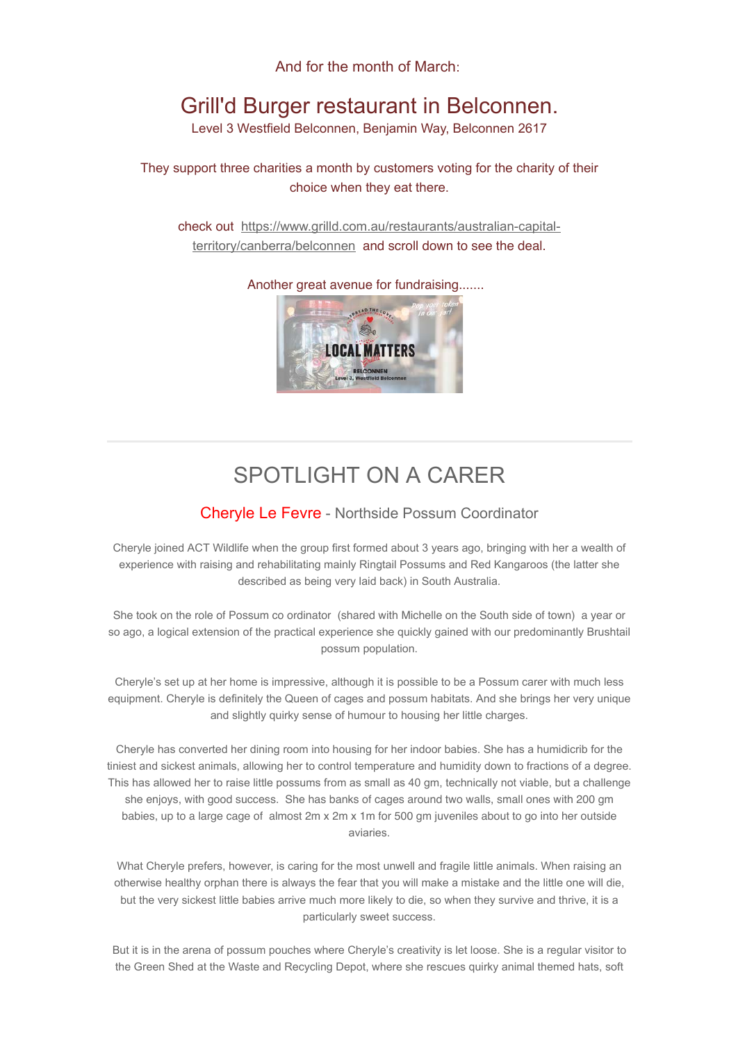And for the month of March:

## Grill'd Burger restaurant in Belconnen.

Level 3 Westfield Belconnen, Benjamin Way, Belconnen 2617

They support three charities a month by customers voting for the charity of their choice when they eat there.

check out https://www.grilld.com.au/restaurants/australian-capital-territory/canberra/belconnen and scroll down to see the deal.

Another great avenue for fundraising.......

---

# SPOTLIGHT ON A CARER

### Cheryle Le Fevre - Northside Possum Coordinator

Cheryle joined ACT Wildlife when the group first formed about 3 years ago, bringing with her a wealth of experience with raising and rehabilitating mainly Ringtail Possums and Red Kangaroos (the latter she described as being very laid back) in South Australia.

She took on the role of Possum co ordinator (shared with Michelle on the South side of town) a year or so ago, a logical extension of the practical experience she quickly gained with our predominantly Brushtail possum population.

Cheryle's set up at her home is impressive, although it is possible to be a Possum carer with much less equipment. Cheryle is definitely the Queen of cages and possum habitats. And she brings her very unique and slightly quirky sense of humour to housing her little charges.

Cheryle has converted her dining room into housing for her indoor babies. She has a humidicrib for the tiniest and sickest animals, allowing her to control temperature and humidity down to fractions of a degree. This has allowed her to raise little possums from as small as 40 gm, technically not viable, but a challenge she enjoys, with good success. She has banks of cages around two walls, small ones with 200 gm babies, up to a large cage of almost 2m x 2m x 1m for 500 gm juveniles about to go into her outside aviaries.

What Cheryle prefers, however, is caring for the most unwell and fragile little animals. When raising an otherwise healthy orphan there is always the fear that you will make a mistake and the little one will die, but the very sickest little babies arrive much more likely to die, so when they survive and thrive, it is a particularly sweet success.

But it is in the arena of possum pouches where Cheryle's creativity is let loose. She is a regular visitor to the Green Shed at the Waste and Recycling Depot, where she rescues quirky animal themed hats, soft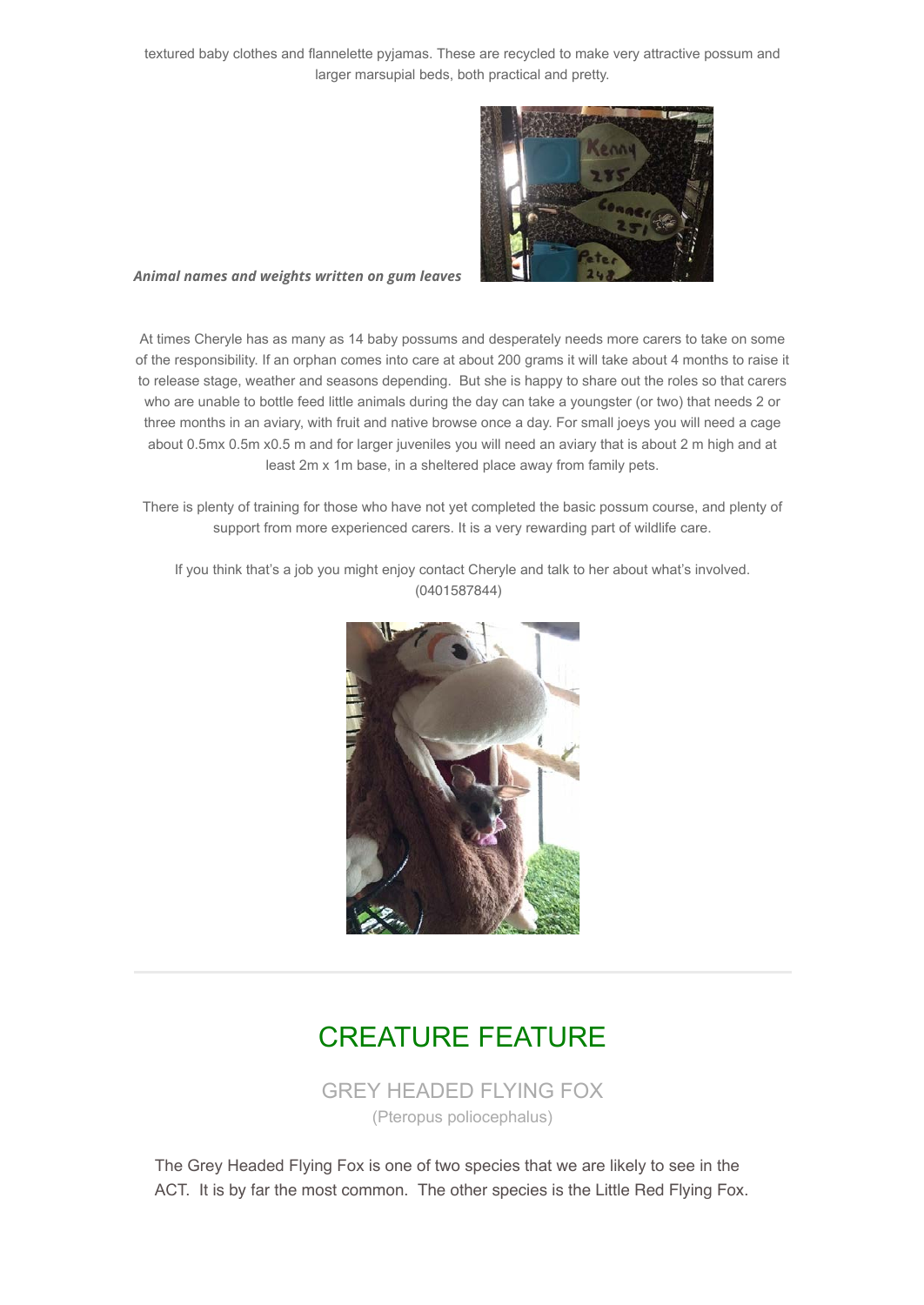textured baby clothes and flannelette pyjamas. These are recycled to make very attractive possum and larger marsupial beds, both practical and pretty.

***Animal names and weights written on gum leaves***

At times Cheryle has as many as 14 baby possums and desperately needs more carers to take on some of the responsibility. If an orphan comes into care at about 200 grams it will take about 4 months to raise it to release stage, weather and seasons depending. But she is happy to share out the roles so that carers who are unable to bottle feed little animals during the day can take a youngster (or two) that needs 2 or three months in an aviary, with fruit and native browse once a day. For small joeys you will need a cage about 0.5mx 0.5m x0.5 m and for larger juveniles you will need an aviary that is about 2 m high and at least 2m x 1m base, in a sheltered place away from family pets.

There is plenty of training for those who have not yet completed the basic possum course, and plenty of support from more experienced carers. It is a very rewarding part of wildlife care.

If you think that's a job you might enjoy contact Cheryle and talk to her about what's involved. (0401587844)

---

## CREATURE FEATURE

### GREY HEADED FLYING FOX

(Pteropus poliocephalus)

The Grey Headed Flying Fox is one of two species that we are likely to see in the ACT. It is by far the most common. The other species is the Little Red Flying Fox.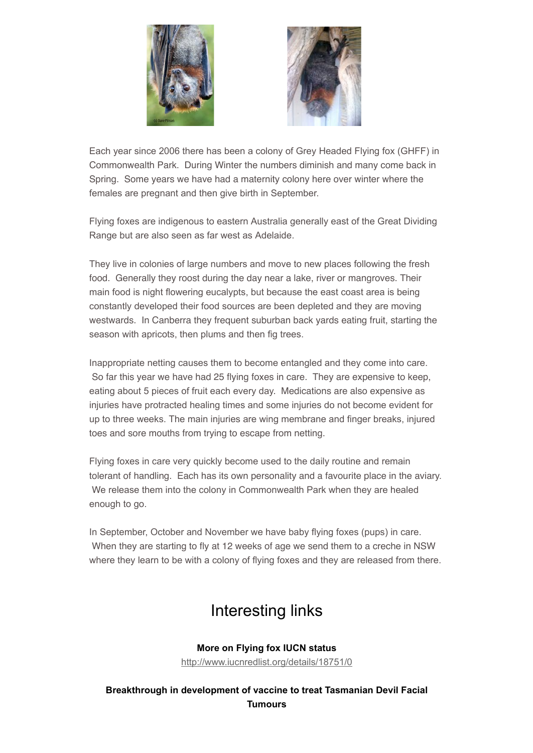Each year since 2006 there has been a colony of Grey Headed Flying fox (GHFF) in Commonwealth Park. During Winter the numbers diminish and many come back in Spring. Some years we have had a maternity colony here over winter where the females are pregnant and then give birth in September.

Flying foxes are indigenous to eastern Australia generally east of the Great Dividing Range but are also seen as far west as Adelaide.

They live in colonies of large numbers and move to new places following the fresh food. Generally they roost during the day near a lake, river or mangroves. Their main food is night flowering eucalypts, but because the east coast area is being constantly developed their food sources are been depleted and they are moving westwards. In Canberra they frequent suburban back yards eating fruit, starting the season with apricots, then plums and then fig trees.

Inappropriate netting causes them to become entangled and they come into care. So far this year we have had 25 flying foxes in care. They are expensive to keep, eating about 5 pieces of fruit each every day. Medications are also expensive as injuries have protracted healing times and some injuries do not become evident for up to three weeks. The main injuries are wing membrane and finger breaks, injured toes and sore mouths from trying to escape from netting.

Flying foxes in care very quickly become used to the daily routine and remain tolerant of handling. Each has its own personality and a favourite place in the aviary. We release them into the colony in Commonwealth Park when they are healed enough to go.

In September, October and November we have baby flying foxes (pups) in care. When they are starting to fly at 12 weeks of age we send them to a creche in NSW where they learn to be with a colony of flying foxes and they are released from there.

## Interesting links

**More on Flying fox IUCN status**
http://www.iucnredlist.org/details/18751/0

**Breakthrough in development of vaccine to treat Tasmanian Devil Facial Tumours**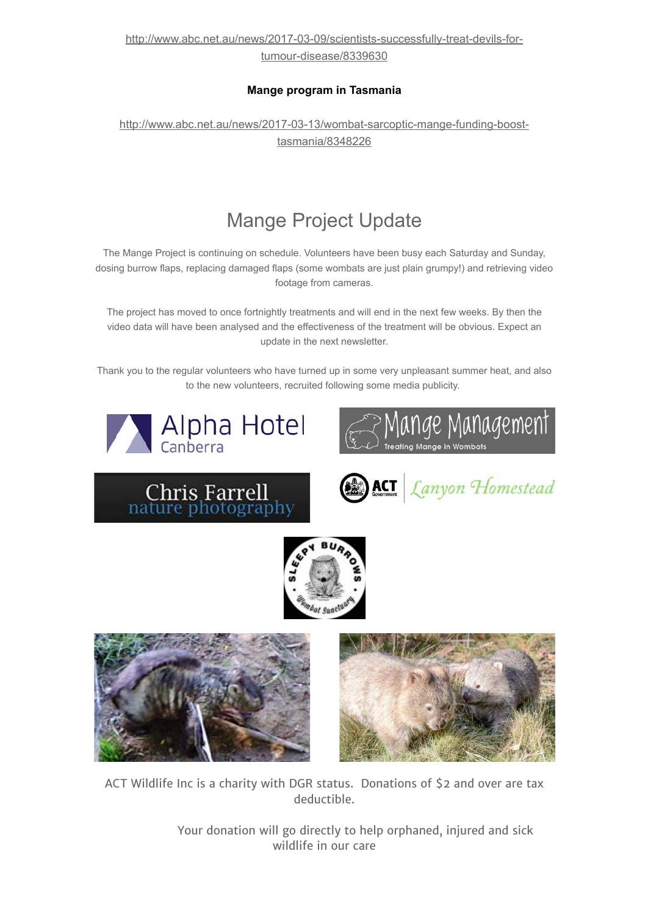http://www.abc.net.au/news/2017-03-09/scientists-successfully-treat-devils-for-tumour-disease/8339630

**Mange program in Tasmania**

http://www.abc.net.au/news/2017-03-13/wombat-sarcoptic-mange-funding-boost-tasmania/8348226

# Mange Project Update

The Mange Project is continuing on schedule. Volunteers have been busy each Saturday and Sunday, dosing burrow flaps, replacing damaged flaps (some wombats are just plain grumpy!) and retrieving video footage from cameras.

The project has moved to once fortnightly treatments and will end in the next few weeks. By then the video data will have been analysed and the effectiveness of the treatment will be obvious. Expect an update in the next newsletter.

Thank you to the regular volunteers who have turned up in some very unpleasant summer heat, and also to the new volunteers, recruited following some media publicity.

ACT Wildlife Inc is a charity with DGR status. Donations of $2 and over are tax deductible.

Your donation will go directly to help orphaned, injured and sick wildlife in our care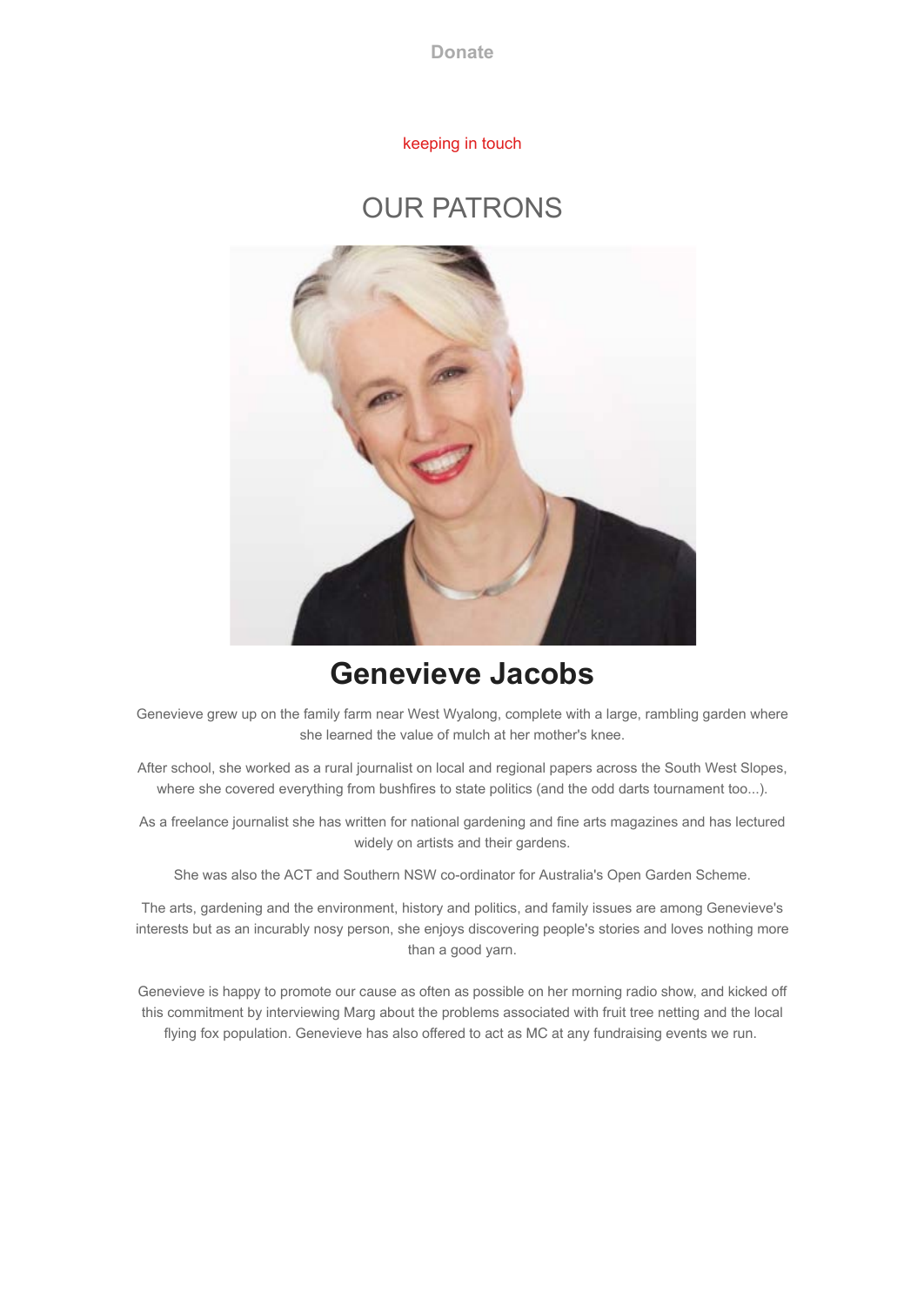Donate

keeping in touch

# OUR PATRONS

## Genevieve Jacobs

Genevieve grew up on the family farm near West Wyalong, complete with a large, rambling garden where she learned the value of mulch at her mother's knee.

After school, she worked as a rural journalist on local and regional papers across the South West Slopes, where she covered everything from bushfires to state politics (and the odd darts tournament too...).

As a freelance journalist she has written for national gardening and fine arts magazines and has lectured widely on artists and their gardens.

She was also the ACT and Southern NSW co-ordinator for Australia's Open Garden Scheme.

The arts, gardening and the environment, history and politics, and family issues are among Genevieve's interests but as an incurably nosy person, she enjoys discovering people's stories and loves nothing more than a good yarn.

Genevieve is happy to promote our cause as often as possible on her morning radio show, and kicked off this commitment by interviewing Marg about the problems associated with fruit tree netting and the local flying fox population. Genevieve has also offered to act as MC at any fundraising events we run.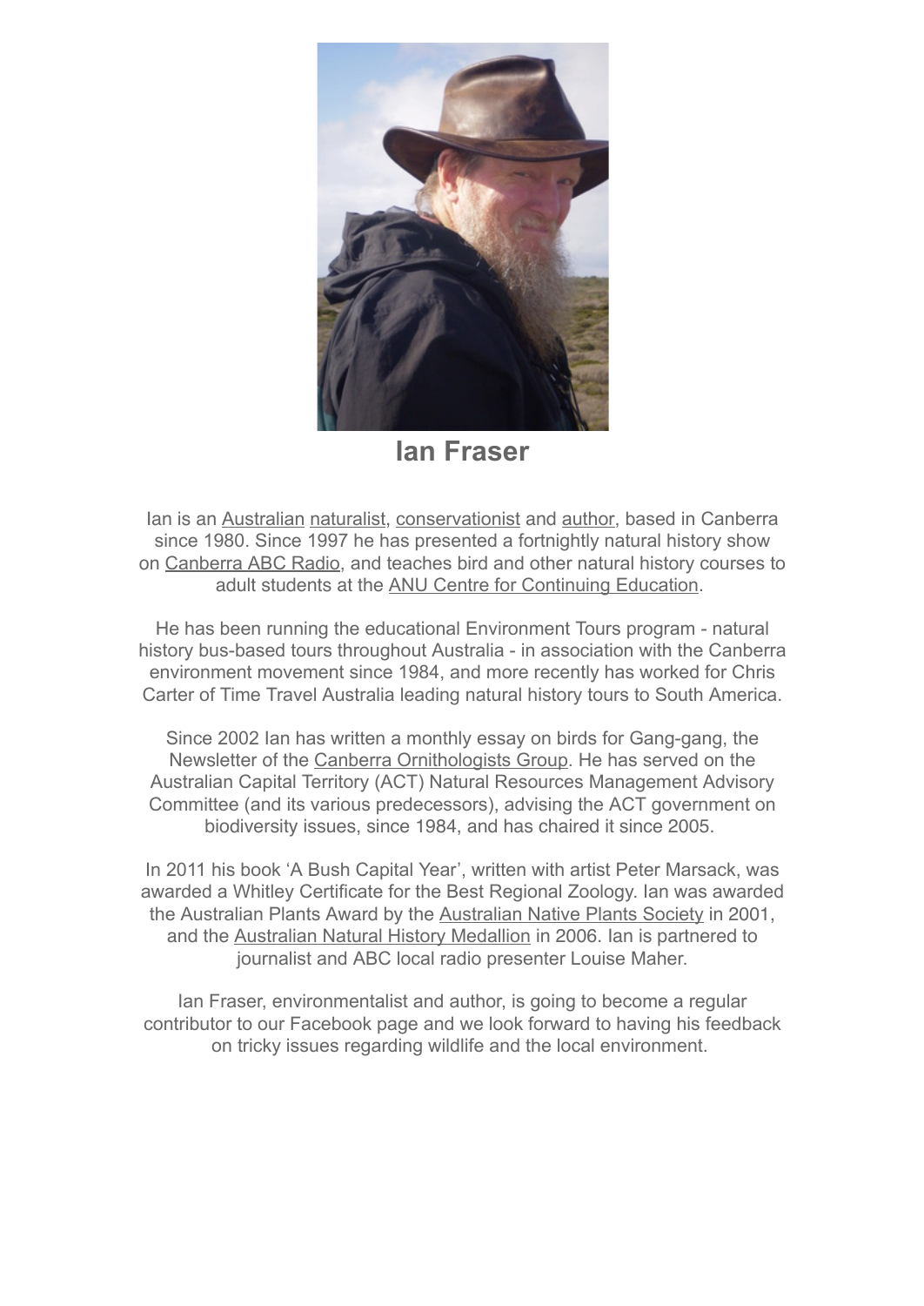# Ian Fraser

Ian is an Australian naturalist, conservationist and author, based in Canberra since 1980. Since 1997 he has presented a fortnightly natural history show on Canberra ABC Radio, and teaches bird and other natural history courses to adult students at the ANU Centre for Continuing Education.

He has been running the educational Environment Tours program - natural history bus-based tours throughout Australia - in association with the Canberra environment movement since 1984, and more recently has worked for Chris Carter of Time Travel Australia leading natural history tours to South America.

Since 2002 Ian has written a monthly essay on birds for Gang-gang, the Newsletter of the Canberra Ornithologists Group. He has served on the Australian Capital Territory (ACT) Natural Resources Management Advisory Committee (and its various predecessors), advising the ACT government on biodiversity issues, since 1984, and has chaired it since 2005.

In 2011 his book 'A Bush Capital Year', written with artist Peter Marsack, was awarded a Whitley Certificate for the Best Regional Zoology. Ian was awarded the Australian Plants Award by the Australian Native Plants Society in 2001, and the Australian Natural History Medallion in 2006. Ian is partnered to journalist and ABC local radio presenter Louise Maher.

Ian Fraser, environmentalist and author, is going to become a regular contributor to our Facebook page and we look forward to having his feedback on tricky issues regarding wildlife and the local environment.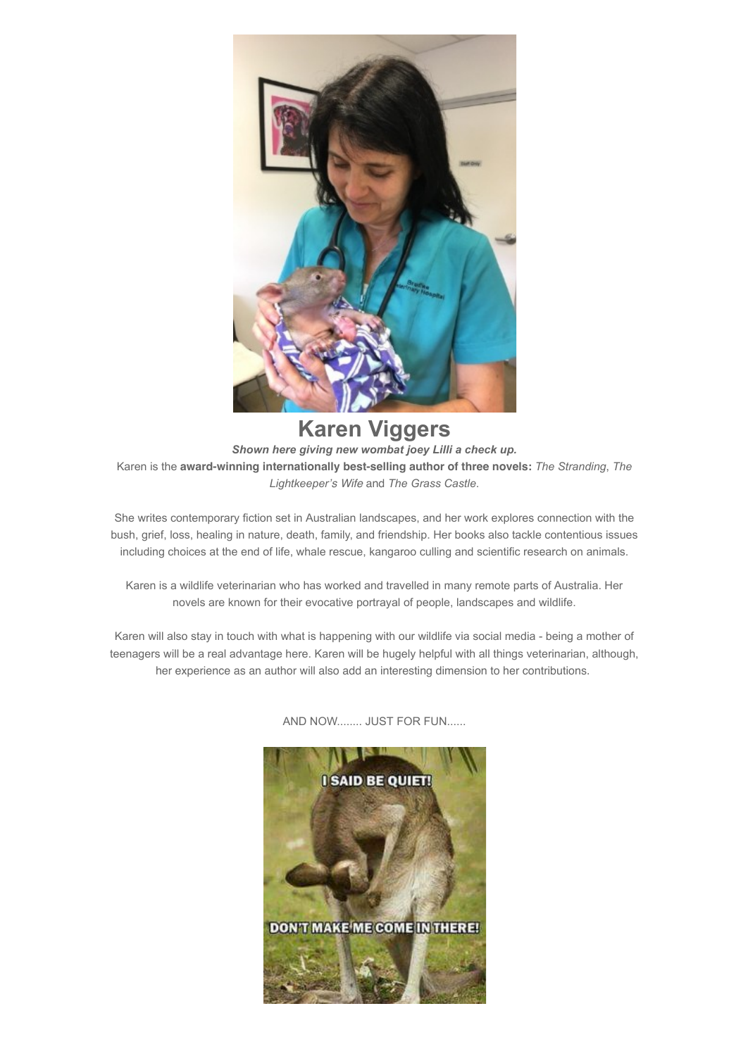# Karen Viggers

***Shown here giving new wombat joey Lilli a check up.***

Karen is the **award-winning internationally best-selling author of three novels:** *The Stranding*, *The Lightkeeper's Wife* and *The Grass Castle*.

She writes contemporary fiction set in Australian landscapes, and her work explores connection with the bush, grief, loss, healing in nature, death, family, and friendship. Her books also tackle contentious issues including choices at the end of life, whale rescue, kangaroo culling and scientific research on animals.

Karen is a wildlife veterinarian who has worked and travelled in many remote parts of Australia. Her novels are known for their evocative portrayal of people, landscapes and wildlife.

Karen will also stay in touch with what is happening with our wildlife via social media - being a mother of teenagers will be a real advantage here. Karen will be hugely helpful with all things veterinarian, although, her experience as an author will also add an interesting dimension to her contributions.

AND NOW........ JUST FOR FUN......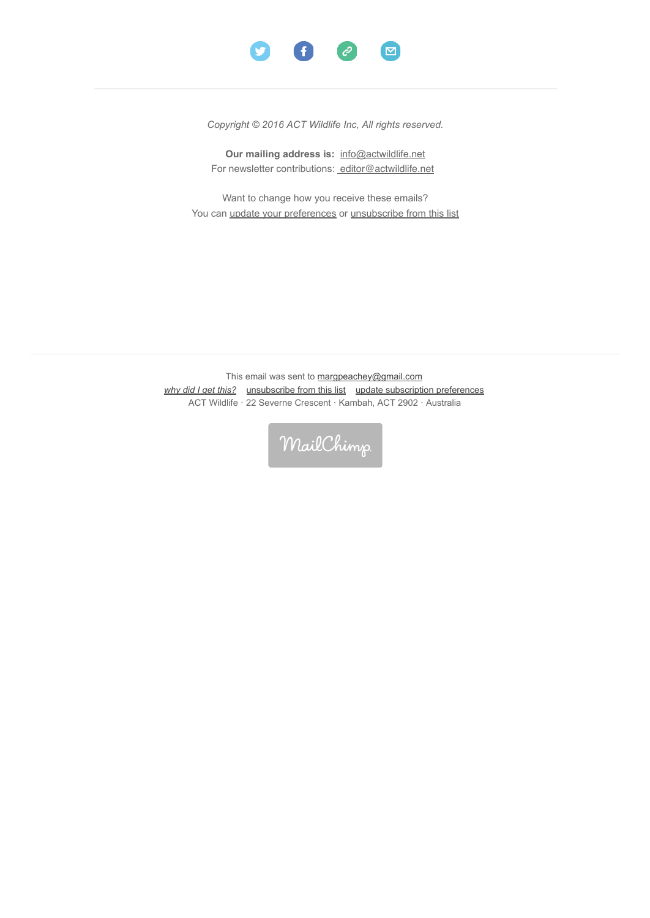*Copyright © 2016 ACT Wildlife Inc, All rights reserved.*

**Our mailing address is:** info@actwildlife.net
For newsletter contributions: editor@actwildlife.net

Want to change how you receive these emails?
You can update your preferences or unsubscribe from this list

---

This email was sent to margpeachey@gmail.com
*why did I get this?* unsubscribe from this list update subscription preferences
ACT Wildlife · 22 Severne Crescent · Kambah, ACT 2902 · Australia

MailChimp